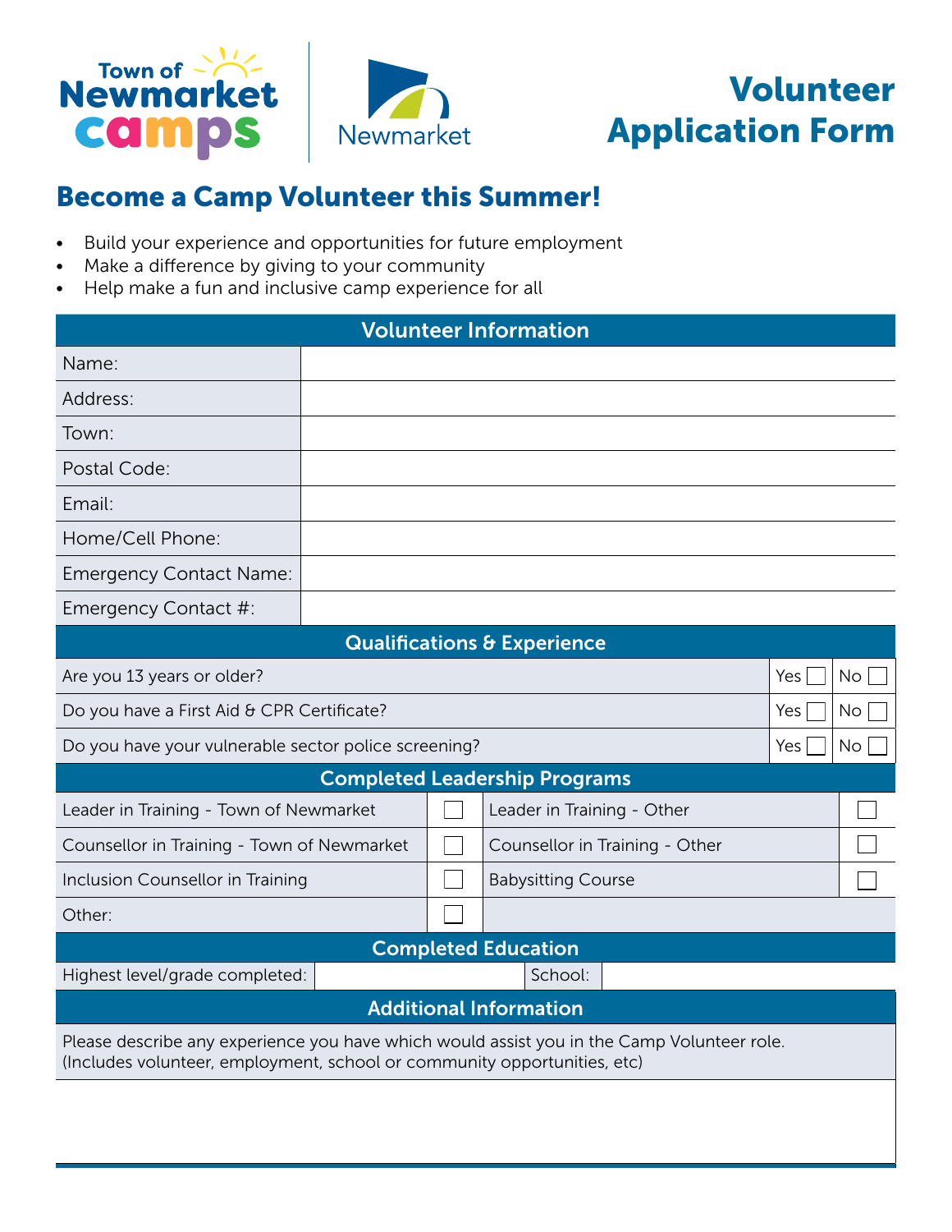Town of Newmarket camps | Newmarket

# Volunteer Application Form

## Become a Camp Volunteer this Summer!

- Build your experience and opportunities for future employment
- Make a difference by giving to your community
- Help make a fun and inclusive camp experience for all

| Volunteer Information | |
|---|---|
| Name: | |
| Address: | |
| Town: | |
| Postal Code: | |
| Email: | |
| Home/Cell Phone: | |
| Emergency Contact Name: | |
| Emergency Contact #: | |

| Qualifications & Experience | | |
|---|---|---|
| Are you 13 years or older? | Yes ☐ | No ☐ |
| Do you have a First Aid & CPR Certificate? | Yes ☐ | No ☐ |
| Do you have your vulnerable sector police screening? | Yes ☐ | No ☐ |

| Completed Leadership Programs | | | |
|---|---|---|---|
| Leader in Training - Town of Newmarket | ☐ | Leader in Training - Other | ☐ |
| Counsellor in Training - Town of Newmarket | ☐ | Counsellor in Training - Other | ☐ |
| Inclusion Counsellor in Training | ☐ | Babysitting Course | ☐ |
| Other: | ☐ | | |

| Completed Education | | | |
|---|---|---|---|
| Highest level/grade completed: | | School: | |

| Additional Information |
|---|
| Please describe any experience you have which would assist you in the Camp Volunteer role. (Includes volunteer, employment, school or community opportunities, etc) |
| |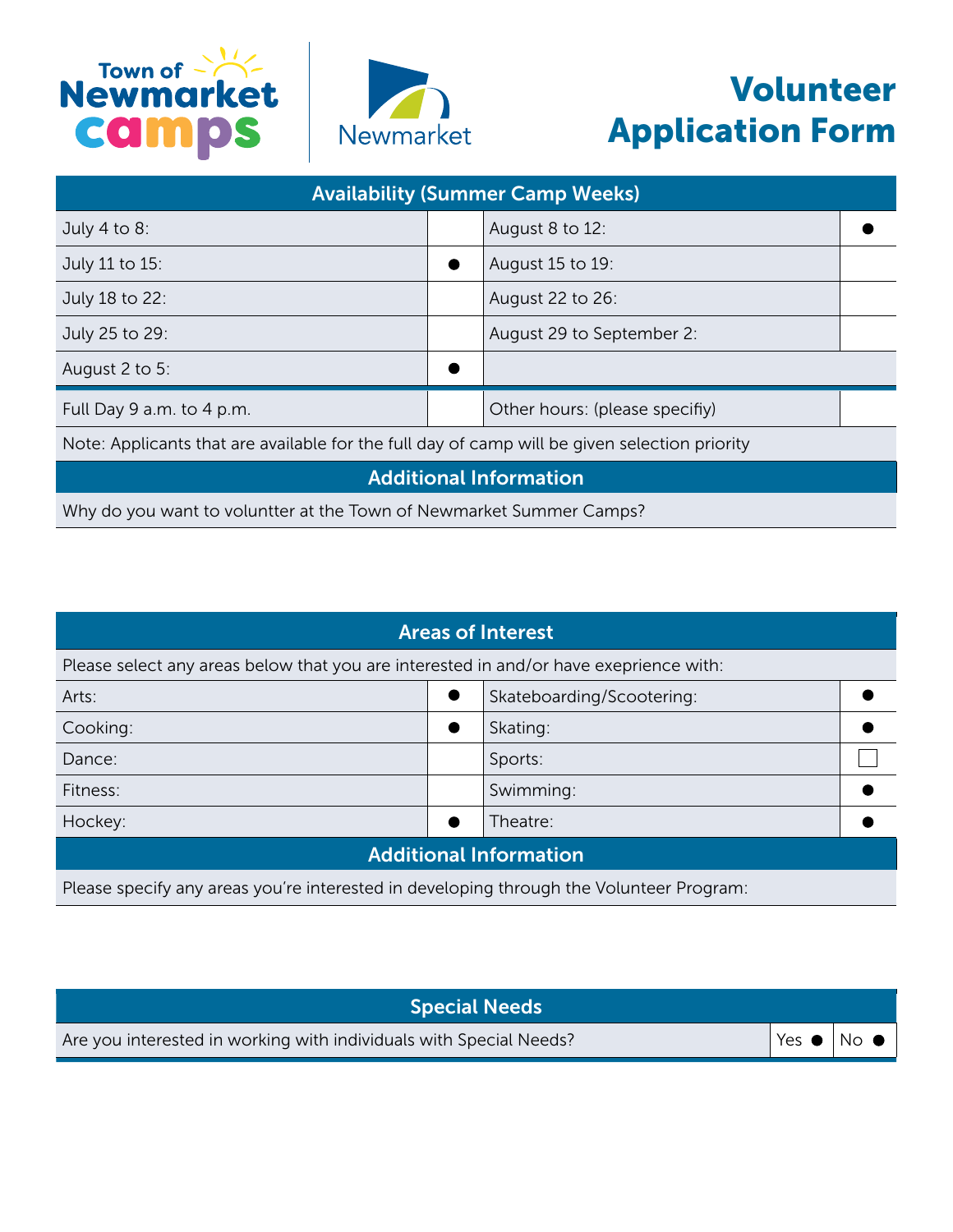Town of Newmarket camps | Newmarket

# Volunteer Application Form

| Availability (Summer Camp Weeks) | | | |
|---|---|---|---|
| July 4 to 8: | | August 8 to 12: | ● |
| July 11 to 15: | ● | August 15 to 19: | |
| July 18 to 22: | | August 22 to 26: | |
| July 25 to 29: | | August 29 to September 2: | |
| August 2 to 5: | ● | | |
| Full Day 9 a.m. to 4 p.m. | | Other hours: (please specifiy) | |

Note: Applicants that are available for the full day of camp will be given selection priority

## Additional Information

Why do you want to voluntter at the Town of Newmarket Summer Camps?

## Areas of Interest

Please select any areas below that you are interested in and/or have exeprience with:

| | | | |
|---|---|---|---|
| Arts: | ● | Skateboarding/Scootering: | ● |
| Cooking: | ● | Skating: | ● |
| Dance: | | Sports: | ☐ |
| Fitness: | | Swimming: | ● |
| Hockey: | ● | Theatre: | ● |

## Additional Information

Please specify any areas you're interested in developing through the Volunteer Program:

## Special Needs

| | | |
|---|---|---|
| Are you interested in working with individuals with Special Needs? | Yes ● | No ● |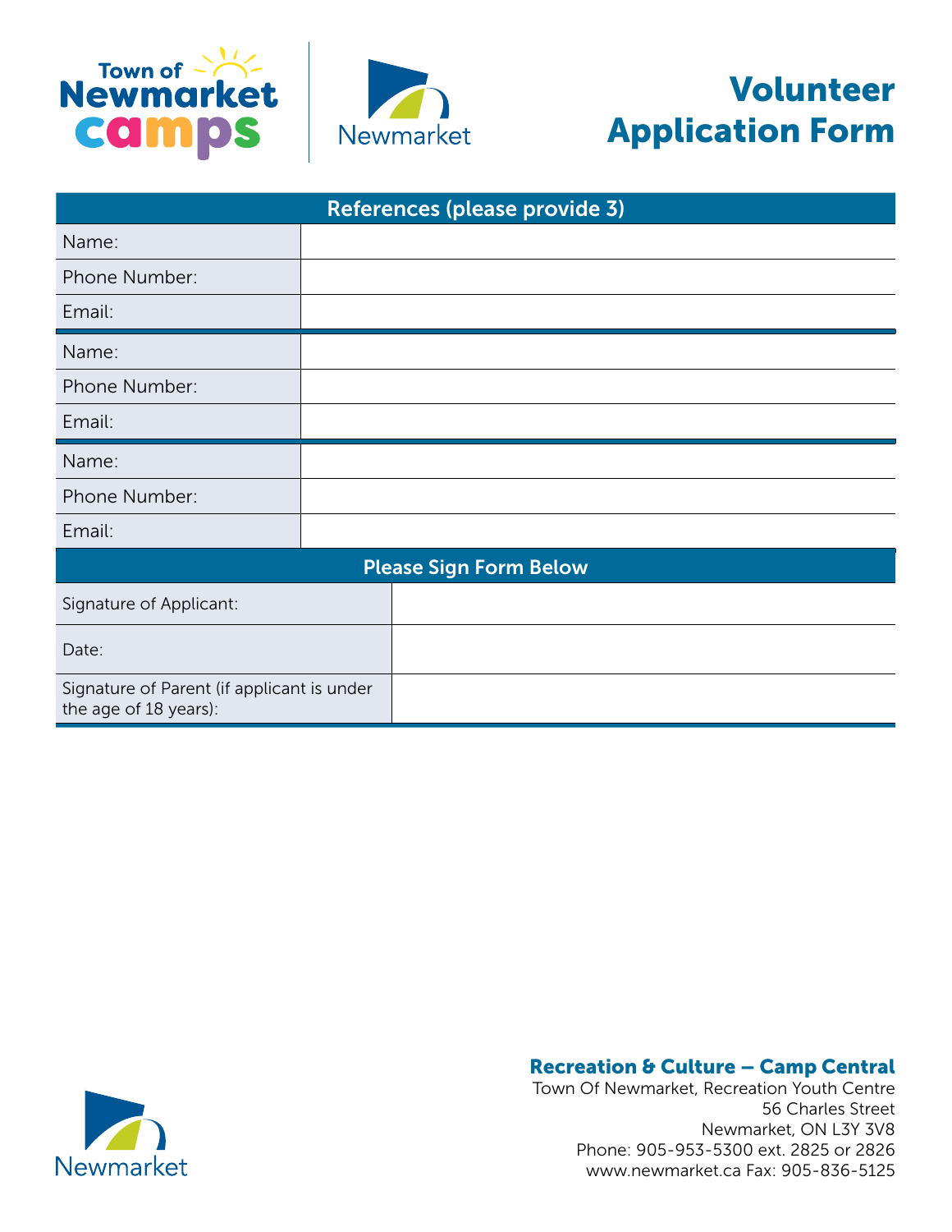Town of Newmarket camps

Newmarket

# Volunteer Application Form

| References (please provide 3) | |
|---|---|
| Name: | |
| Phone Number: | |
| Email: | |
| Name: | |
| Phone Number: | |
| Email: | |
| Name: | |
| Phone Number: | |
| Email: | |

| Please Sign Form Below | |
|---|---|
| Signature of Applicant: | |
| Date: | |
| Signature of Parent (if applicant is under the age of 18 years): | |

Newmarket

**Recreation & Culture – Camp Central**
Town Of Newmarket, Recreation Youth Centre
56 Charles Street
Newmarket, ON L3Y 3V8
Phone: 905-953-5300 ext. 2825 or 2826
www.newmarket.ca Fax: 905-836-5125